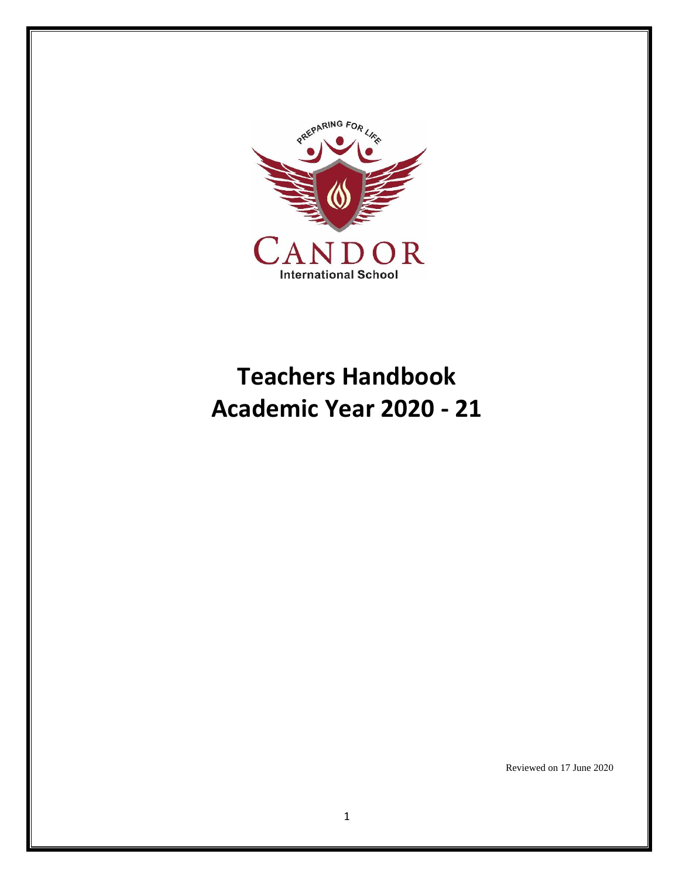PREPARING FOR LIFE

CANDOR

International School

# Teachers Handbook
# Academic Year 2020 - 21

Reviewed on 17 June 2020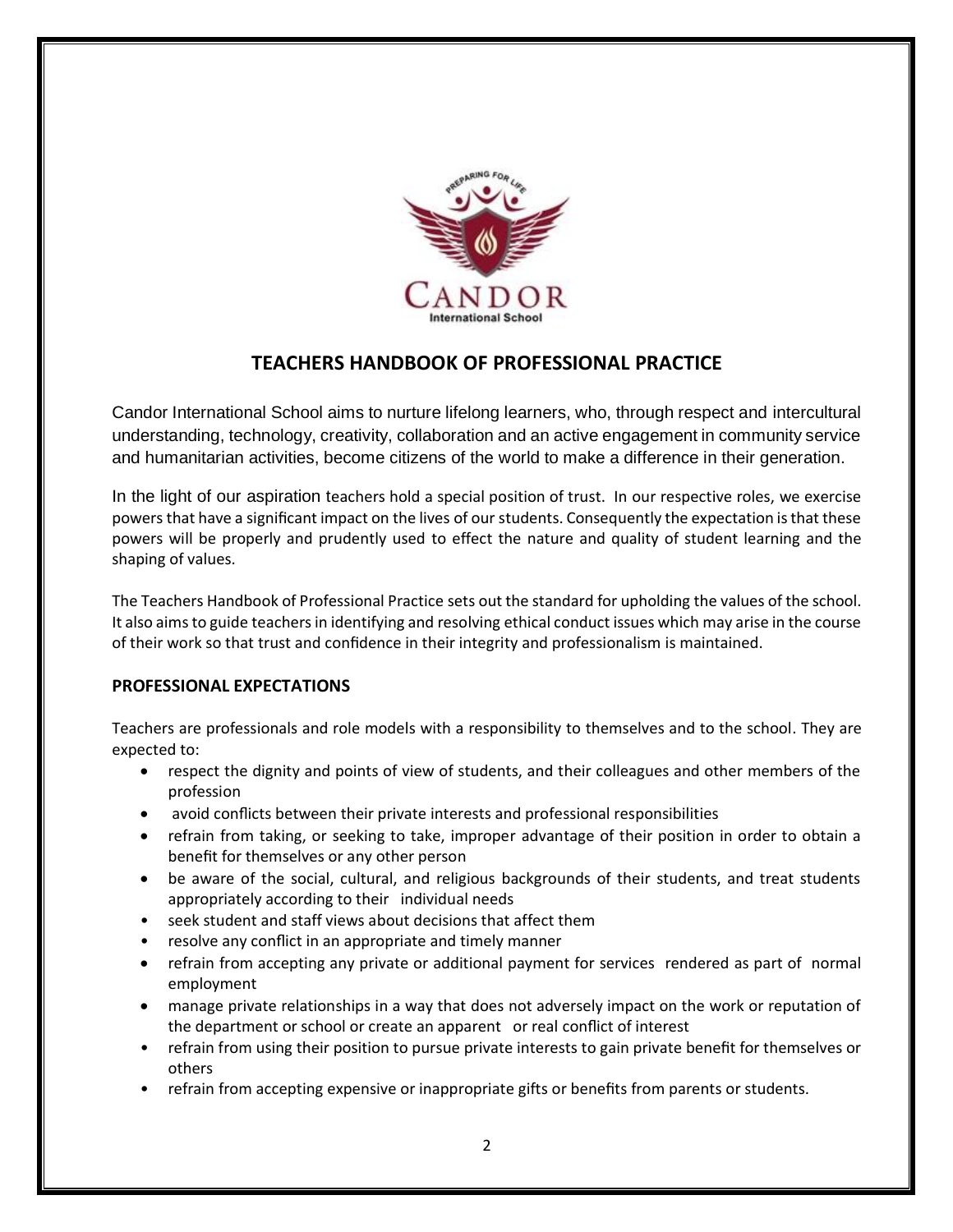# TEACHERS HANDBOOK OF PROFESSIONAL PRACTICE

Candor International School aims to nurture lifelong learners, who, through respect and intercultural understanding, technology, creativity, collaboration and an active engagement in community service and humanitarian activities, become citizens of the world to make a difference in their generation.

In the light of our aspiration teachers hold a special position of trust. In our respective roles, we exercise powers that have a significant impact on the lives of our students. Consequently the expectation is that these powers will be properly and prudently used to effect the nature and quality of student learning and the shaping of values.

The Teachers Handbook of Professional Practice sets out the standard for upholding the values of the school. It also aims to guide teachers in identifying and resolving ethical conduct issues which may arise in the course of their work so that trust and confidence in their integrity and professionalism is maintained.

## PROFESSIONAL EXPECTATIONS

Teachers are professionals and role models with a responsibility to themselves and to the school. They are expected to:

- respect the dignity and points of view of students, and their colleagues and other members of the profession
- avoid conflicts between their private interests and professional responsibilities
- refrain from taking, or seeking to take, improper advantage of their position in order to obtain a benefit for themselves or any other person
- be aware of the social, cultural, and religious backgrounds of their students, and treat students appropriately according to their individual needs
- seek student and staff views about decisions that affect them
- resolve any conflict in an appropriate and timely manner
- refrain from accepting any private or additional payment for services rendered as part of normal employment
- manage private relationships in a way that does not adversely impact on the work or reputation of the department or school or create an apparent or real conflict of interest
- refrain from using their position to pursue private interests to gain private benefit for themselves or others
- refrain from accepting expensive or inappropriate gifts or benefits from parents or students.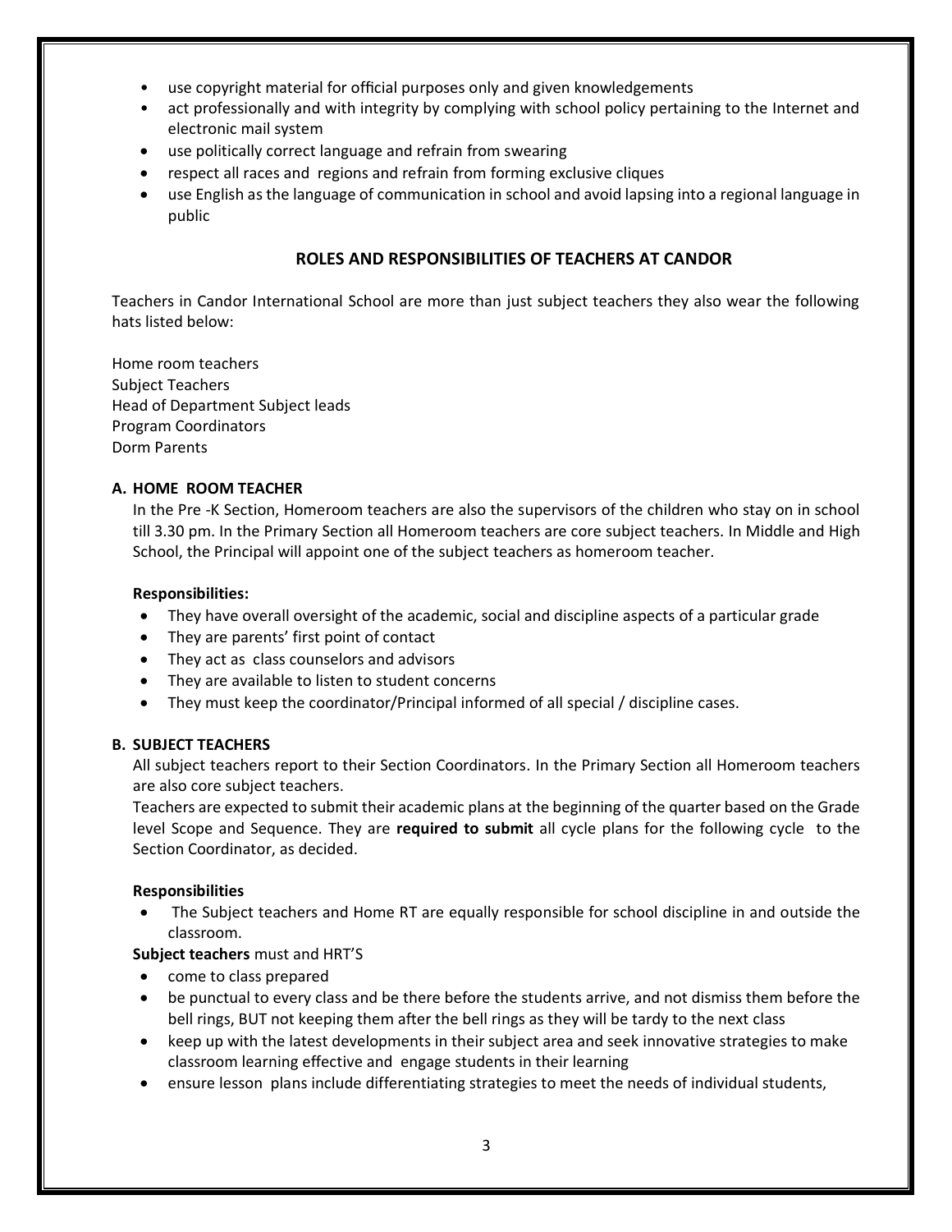- use copyright material for official purposes only and given knowledgements
- act professionally and with integrity by complying with school policy pertaining to the Internet and electronic mail system
- use politically correct language and refrain from swearing
- respect all races and regions and refrain from forming exclusive cliques
- use English as the language of communication in school and avoid lapsing into a regional language in public

## ROLES AND RESPONSIBILITIES OF TEACHERS AT CANDOR

Teachers in Candor International School are more than just subject teachers they also wear the following hats listed below:

Home room teachers
Subject Teachers
Head of Department Subject leads
Program Coordinators
Dorm Parents

### A. HOME ROOM TEACHER

In the Pre -K Section, Homeroom teachers are also the supervisors of the children who stay on in school till 3.30 pm. In the Primary Section all Homeroom teachers are core subject teachers. In Middle and High School, the Principal will appoint one of the subject teachers as homeroom teacher.

**Responsibilities:**

- They have overall oversight of the academic, social and discipline aspects of a particular grade
- They are parents' first point of contact
- They act as class counselors and advisors
- They are available to listen to student concerns
- They must keep the coordinator/Principal informed of all special / discipline cases.

### B. SUBJECT TEACHERS

All subject teachers report to their Section Coordinators. In the Primary Section all Homeroom teachers are also core subject teachers.

Teachers are expected to submit their academic plans at the beginning of the quarter based on the Grade level Scope and Sequence. They are **required to submit** all cycle plans for the following cycle to the Section Coordinator, as decided.

**Responsibilities**

- The Subject teachers and Home RT are equally responsible for school discipline in and outside the classroom.

**Subject teachers** must and HRT'S

- come to class prepared
- be punctual to every class and be there before the students arrive, and not dismiss them before the bell rings, BUT not keeping them after the bell rings as they will be tardy to the next class
- keep up with the latest developments in their subject area and seek innovative strategies to make classroom learning effective and engage students in their learning
- ensure lesson plans include differentiating strategies to meet the needs of individual students,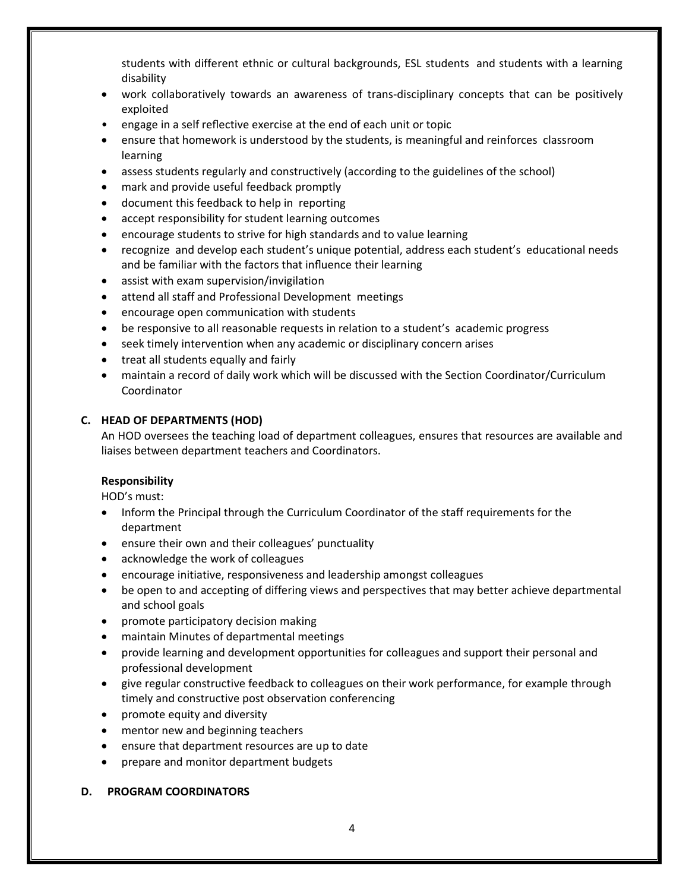students with different ethnic or cultural backgrounds, ESL students and students with a learning disability

- work collaboratively towards an awareness of trans-disciplinary concepts that can be positively exploited
- engage in a self reflective exercise at the end of each unit or topic
- ensure that homework is understood by the students, is meaningful and reinforces classroom learning
- assess students regularly and constructively (according to the guidelines of the school)
- mark and provide useful feedback promptly
- document this feedback to help in reporting
- accept responsibility for student learning outcomes
- encourage students to strive for high standards and to value learning
- recognize and develop each student's unique potential, address each student's educational needs and be familiar with the factors that influence their learning
- assist with exam supervision/invigilation
- attend all staff and Professional Development meetings
- encourage open communication with students
- be responsive to all reasonable requests in relation to a student's academic progress
- seek timely intervention when any academic or disciplinary concern arises
- treat all students equally and fairly
- maintain a record of daily work which will be discussed with the Section Coordinator/Curriculum Coordinator

### C. HEAD OF DEPARTMENTS (HOD)

An HOD oversees the teaching load of department colleagues, ensures that resources are available and liaises between department teachers and Coordinators.

**Responsibility**

HOD's must:

- Inform the Principal through the Curriculum Coordinator of the staff requirements for the department
- ensure their own and their colleagues' punctuality
- acknowledge the work of colleagues
- encourage initiative, responsiveness and leadership amongst colleagues
- be open to and accepting of differing views and perspectives that may better achieve departmental and school goals
- promote participatory decision making
- maintain Minutes of departmental meetings
- provide learning and development opportunities for colleagues and support their personal and professional development
- give regular constructive feedback to colleagues on their work performance, for example through timely and constructive post observation conferencing
- promote equity and diversity
- mentor new and beginning teachers
- ensure that department resources are up to date
- prepare and monitor department budgets

### D. PROGRAM COORDINATORS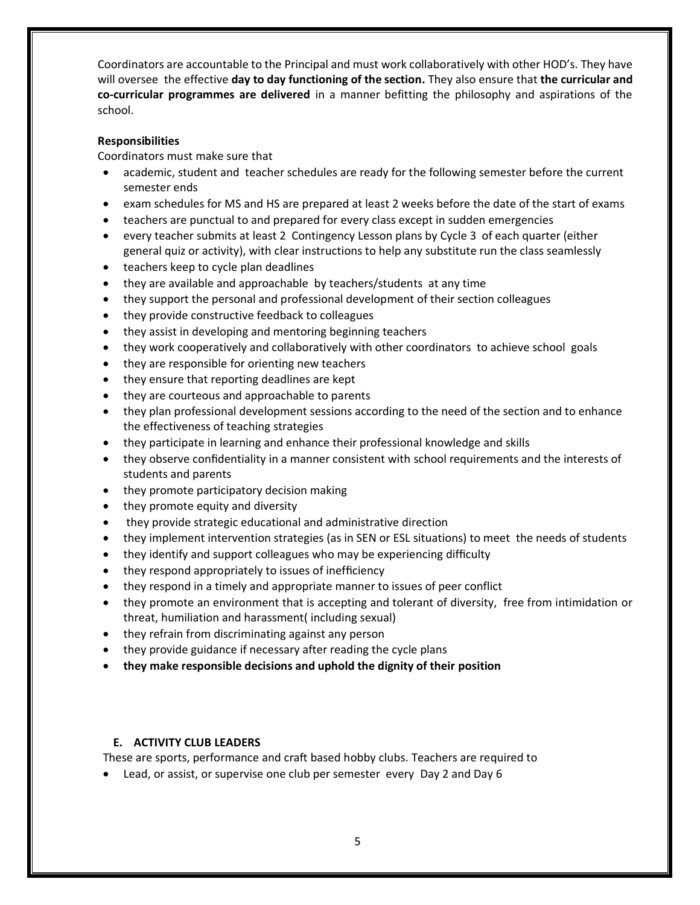Coordinators are accountable to the Principal and must work collaboratively with other HOD's. They have will oversee the effective **day to day functioning of the section.** They also ensure that **the curricular and co-curricular programmes are delivered** in a manner befitting the philosophy and aspirations of the school.

**Responsibilities**

Coordinators must make sure that

- academic, student and teacher schedules are ready for the following semester before the current semester ends
- exam schedules for MS and HS are prepared at least 2 weeks before the date of the start of exams
- teachers are punctual to and prepared for every class except in sudden emergencies
- every teacher submits at least 2 Contingency Lesson plans by Cycle 3 of each quarter (either general quiz or activity), with clear instructions to help any substitute run the class seamlessly
- teachers keep to cycle plan deadlines
- they are available and approachable by teachers/students at any time
- they support the personal and professional development of their section colleagues
- they provide constructive feedback to colleagues
- they assist in developing and mentoring beginning teachers
- they work cooperatively and collaboratively with other coordinators to achieve school goals
- they are responsible for orienting new teachers
- they ensure that reporting deadlines are kept
- they are courteous and approachable to parents
- they plan professional development sessions according to the need of the section and to enhance the effectiveness of teaching strategies
- they participate in learning and enhance their professional knowledge and skills
- they observe confidentiality in a manner consistent with school requirements and the interests of students and parents
- they promote participatory decision making
- they promote equity and diversity
- they provide strategic educational and administrative direction
- they implement intervention strategies (as in SEN or ESL situations) to meet the needs of students
- they identify and support colleagues who may be experiencing difficulty
- they respond appropriately to issues of inefficiency
- they respond in a timely and appropriate manner to issues of peer conflict
- they promote an environment that is accepting and tolerant of diversity, free from intimidation or threat, humiliation and harassment( including sexual)
- they refrain from discriminating against any person
- they provide guidance if necessary after reading the cycle plans
- **they make responsible decisions and uphold the dignity of their position**

### E. ACTIVITY CLUB LEADERS

These are sports, performance and craft based hobby clubs. Teachers are required to

- Lead, or assist, or supervise one club per semester every Day 2 and Day 6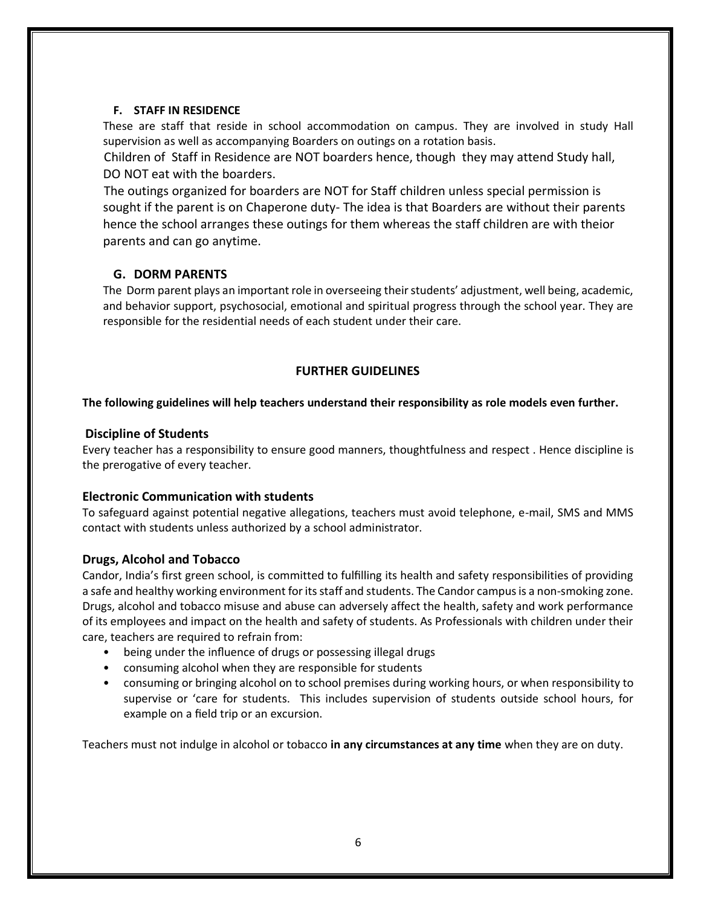### F. STAFF IN RESIDENCE

These are staff that reside in school accommodation on campus. They are involved in study Hall supervision as well as accompanying Boarders on outings on a rotation basis.

Children of Staff in Residence are NOT boarders hence, though they may attend Study hall, DO NOT eat with the boarders.

The outings organized for boarders are NOT for Staff children unless special permission is sought if the parent is on Chaperone duty- The idea is that Boarders are without their parents hence the school arranges these outings for them whereas the staff children are with theior parents and can go anytime.

### G. DORM PARENTS

The Dorm parent plays an important role in overseeing their students' adjustment, well being, academic, and behavior support, psychosocial, emotional and spiritual progress through the school year. They are responsible for the residential needs of each student under their care.

## FURTHER GUIDELINES

**The following guidelines will help teachers understand their responsibility as role models even further.**

### Discipline of Students

Every teacher has a responsibility to ensure good manners, thoughtfulness and respect . Hence discipline is the prerogative of every teacher.

### Electronic Communication with students

To safeguard against potential negative allegations, teachers must avoid telephone, e-mail, SMS and MMS contact with students unless authorized by a school administrator.

### Drugs, Alcohol and Tobacco

Candor, India's first green school, is committed to fulfilling its health and safety responsibilities of providing a safe and healthy working environment for its staff and students. The Candor campus is a non-smoking zone. Drugs, alcohol and tobacco misuse and abuse can adversely affect the health, safety and work performance of its employees and impact on the health and safety of students. As Professionals with children under their care, teachers are required to refrain from:

- being under the influence of drugs or possessing illegal drugs
- consuming alcohol when they are responsible for students
- consuming or bringing alcohol on to school premises during working hours, or when responsibility to supervise or 'care for students. This includes supervision of students outside school hours, for example on a field trip or an excursion.

Teachers must not indulge in alcohol or tobacco **in any circumstances at any time** when they are on duty.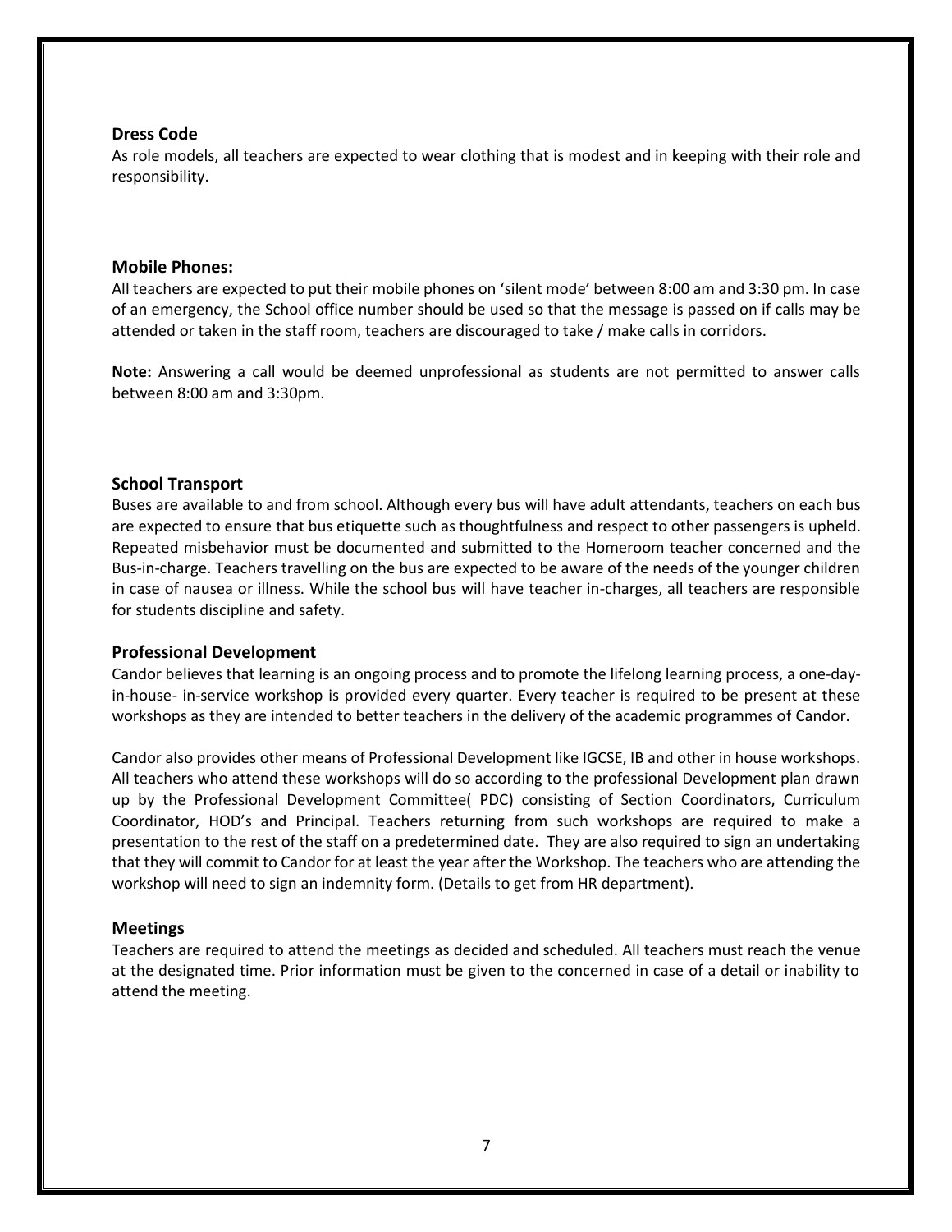### Dress Code

As role models, all teachers are expected to wear clothing that is modest and in keeping with their role and responsibility.

### Mobile Phones:

All teachers are expected to put their mobile phones on 'silent mode' between 8:00 am and 3:30 pm. In case of an emergency, the School office number should be used so that the message is passed on if calls may be attended or taken in the staff room, teachers are discouraged to take / make calls in corridors.

**Note:** Answering a call would be deemed unprofessional as students are not permitted to answer calls between 8:00 am and 3:30pm.

### School Transport

Buses are available to and from school. Although every bus will have adult attendants, teachers on each bus are expected to ensure that bus etiquette such as thoughtfulness and respect to other passengers is upheld. Repeated misbehavior must be documented and submitted to the Homeroom teacher concerned and the Bus-in-charge. Teachers travelling on the bus are expected to be aware of the needs of the younger children in case of nausea or illness. While the school bus will have teacher in-charges, all teachers are responsible for students discipline and safety.

### Professional Development

Candor believes that learning is an ongoing process and to promote the lifelong learning process, a one-day-in-house- in-service workshop is provided every quarter. Every teacher is required to be present at these workshops as they are intended to better teachers in the delivery of the academic programmes of Candor.

Candor also provides other means of Professional Development like IGCSE, IB and other in house workshops. All teachers who attend these workshops will do so according to the professional Development plan drawn up by the Professional Development Committee( PDC) consisting of Section Coordinators, Curriculum Coordinator, HOD's and Principal. Teachers returning from such workshops are required to make a presentation to the rest of the staff on a predetermined date. They are also required to sign an undertaking that they will commit to Candor for at least the year after the Workshop. The teachers who are attending the workshop will need to sign an indemnity form. (Details to get from HR department).

### Meetings

Teachers are required to attend the meetings as decided and scheduled. All teachers must reach the venue at the designated time. Prior information must be given to the concerned in case of a detail or inability to attend the meeting.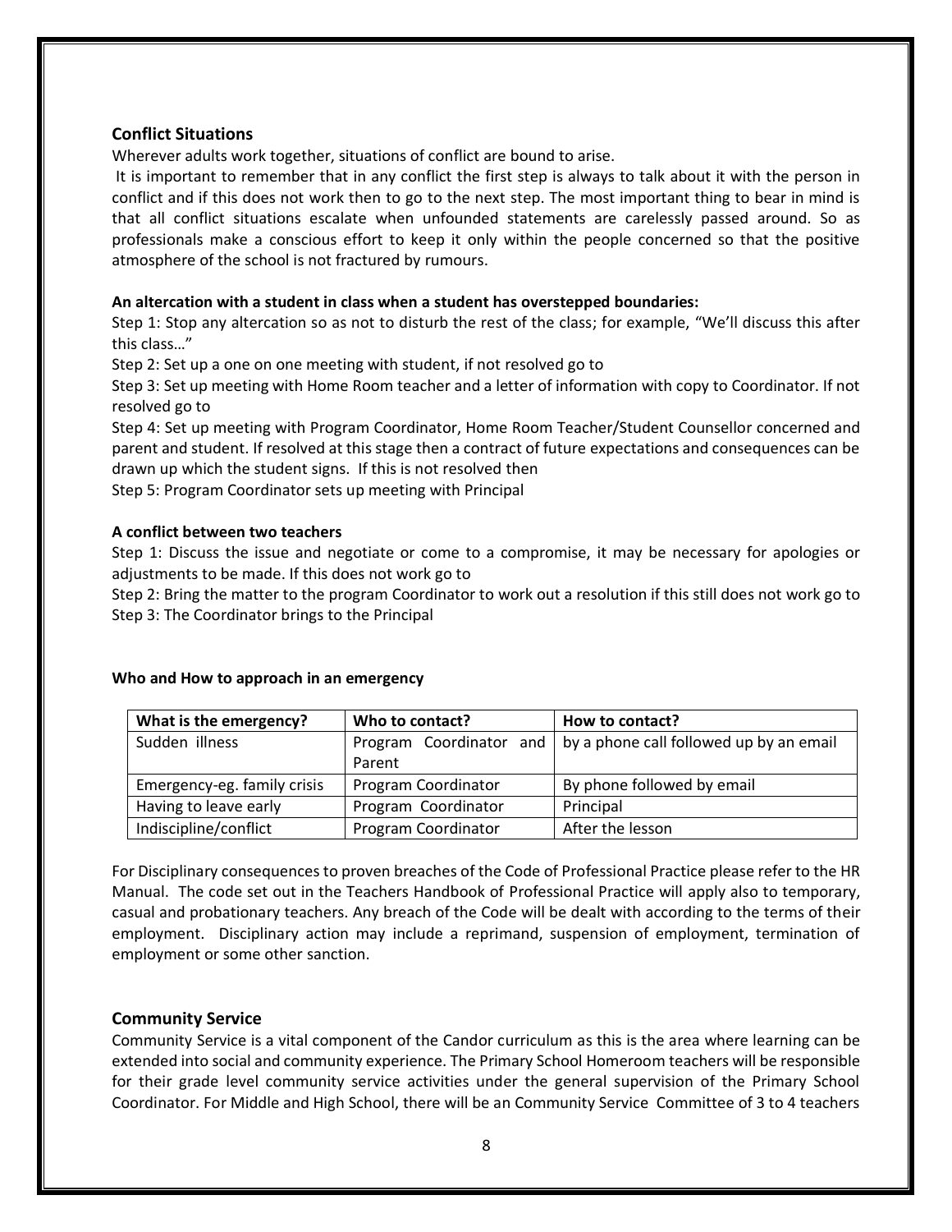## Conflict Situations

Wherever adults work together, situations of conflict are bound to arise.

It is important to remember that in any conflict the first step is always to talk about it with the person in conflict and if this does not work then to go to the next step. The most important thing to bear in mind is that all conflict situations escalate when unfounded statements are carelessly passed around. So as professionals make a conscious effort to keep it only within the people concerned so that the positive atmosphere of the school is not fractured by rumours.

**An altercation with a student in class when a student has overstepped boundaries:**

Step 1: Stop any altercation so as not to disturb the rest of the class; for example, "We'll discuss this after this class…"

Step 2: Set up a one on one meeting with student, if not resolved go to

Step 3: Set up meeting with Home Room teacher and a letter of information with copy to Coordinator. If not resolved go to

Step 4: Set up meeting with Program Coordinator, Home Room Teacher/Student Counsellor concerned and parent and student. If resolved at this stage then a contract of future expectations and consequences can be drawn up which the student signs. If this is not resolved then

Step 5: Program Coordinator sets up meeting with Principal

**A conflict between two teachers**

Step 1: Discuss the issue and negotiate or come to a compromise, it may be necessary for apologies or adjustments to be made. If this does not work go to

Step 2: Bring the matter to the program Coordinator to work out a resolution if this still does not work go to

Step 3: The Coordinator brings to the Principal

**Who and How to approach in an emergency**

| What is the emergency? | Who to contact? | How to contact? |
| --- | --- | --- |
| Sudden illness | Program Coordinator and Parent | by a phone call followed up by an email |
| Emergency-eg. family crisis | Program Coordinator | By phone followed by email |
| Having to leave early | Program Coordinator | Principal |
| Indiscipline/conflict | Program Coordinator | After the lesson |

For Disciplinary consequences to proven breaches of the Code of Professional Practice please refer to the HR Manual. The code set out in the Teachers Handbook of Professional Practice will apply also to temporary, casual and probationary teachers. Any breach of the Code will be dealt with according to the terms of their employment. Disciplinary action may include a reprimand, suspension of employment, termination of employment or some other sanction.

## Community Service

Community Service is a vital component of the Candor curriculum as this is the area where learning can be extended into social and community experience. The Primary School Homeroom teachers will be responsible for their grade level community service activities under the general supervision of the Primary School Coordinator. For Middle and High School, there will be an Community Service Committee of 3 to 4 teachers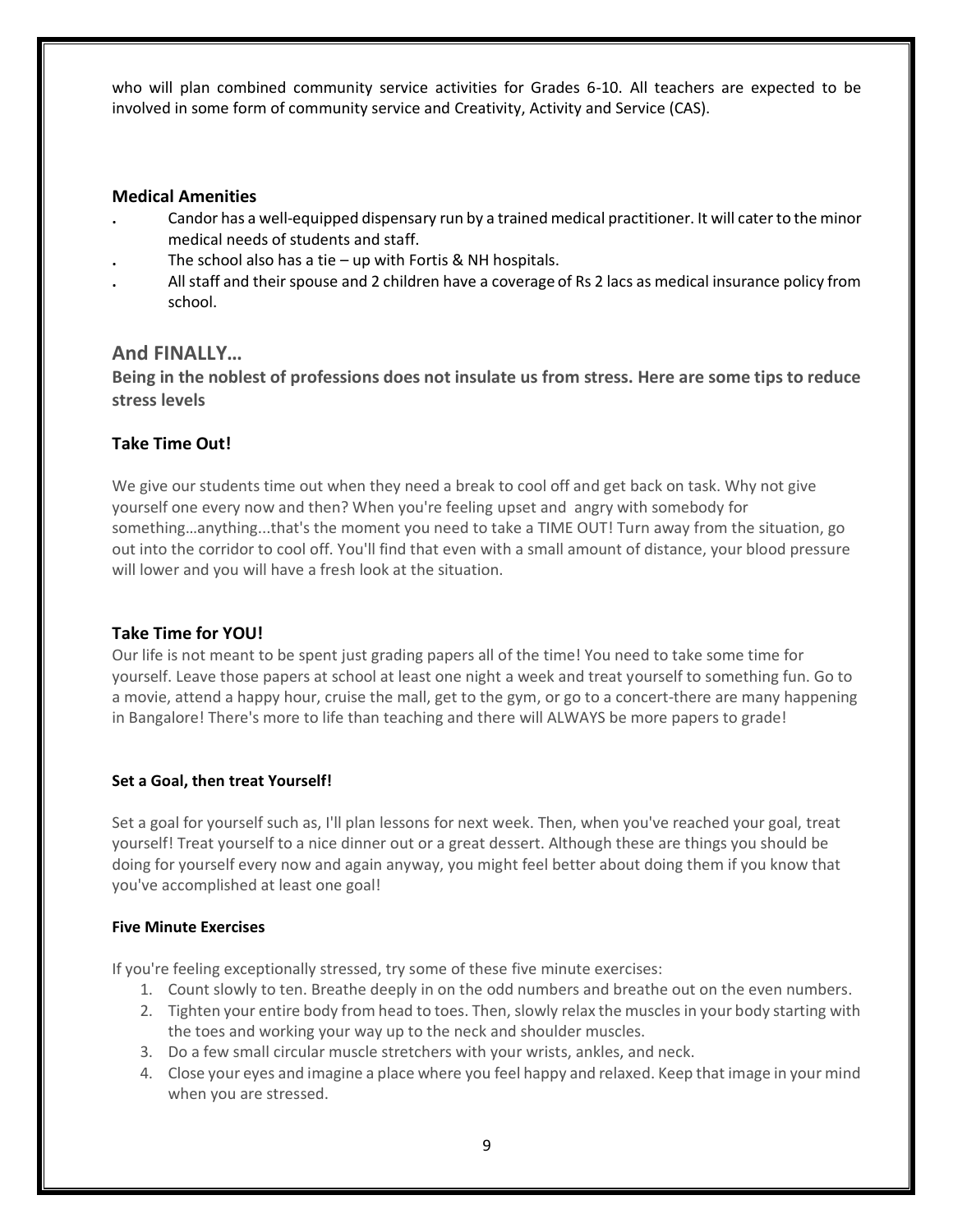who will plan combined community service activities for Grades 6-10. All teachers are expected to be involved in some form of community service and Creativity, Activity and Service (CAS).

### Medical Amenities

- Candor has a well-equipped dispensary run by a trained medical practitioner. It will cater to the minor medical needs of students and staff.
- The school also has a tie – up with Fortis & NH hospitals.
- All staff and their spouse and 2 children have a coverage of Rs 2 lacs as medical insurance policy from school.

## And FINALLY…

**Being in the noblest of professions does not insulate us from stress. Here are some tips to reduce stress levels**

### Take Time Out!

We give our students time out when they need a break to cool off and get back on task. Why not give yourself one every now and then? When you're feeling upset and angry with somebody for something…anything...that's the moment you need to take a TIME OUT! Turn away from the situation, go out into the corridor to cool off. You'll find that even with a small amount of distance, your blood pressure will lower and you will have a fresh look at the situation.

### Take Time for YOU!

Our life is not meant to be spent just grading papers all of the time! You need to take some time for yourself. Leave those papers at school at least one night a week and treat yourself to something fun. Go to a movie, attend a happy hour, cruise the mall, get to the gym, or go to a concert-there are many happening in Bangalore! There's more to life than teaching and there will ALWAYS be more papers to grade!

#### Set a Goal, then treat Yourself!

Set a goal for yourself such as, I'll plan lessons for next week. Then, when you've reached your goal, treat yourself! Treat yourself to a nice dinner out or a great dessert. Although these are things you should be doing for yourself every now and again anyway, you might feel better about doing them if you know that you've accomplished at least one goal!

#### Five Minute Exercises

If you're feeling exceptionally stressed, try some of these five minute exercises:

1. Count slowly to ten. Breathe deeply in on the odd numbers and breathe out on the even numbers.
2. Tighten your entire body from head to toes. Then, slowly relax the muscles in your body starting with the toes and working your way up to the neck and shoulder muscles.
3. Do a few small circular muscle stretchers with your wrists, ankles, and neck.
4. Close your eyes and imagine a place where you feel happy and relaxed. Keep that image in your mind when you are stressed.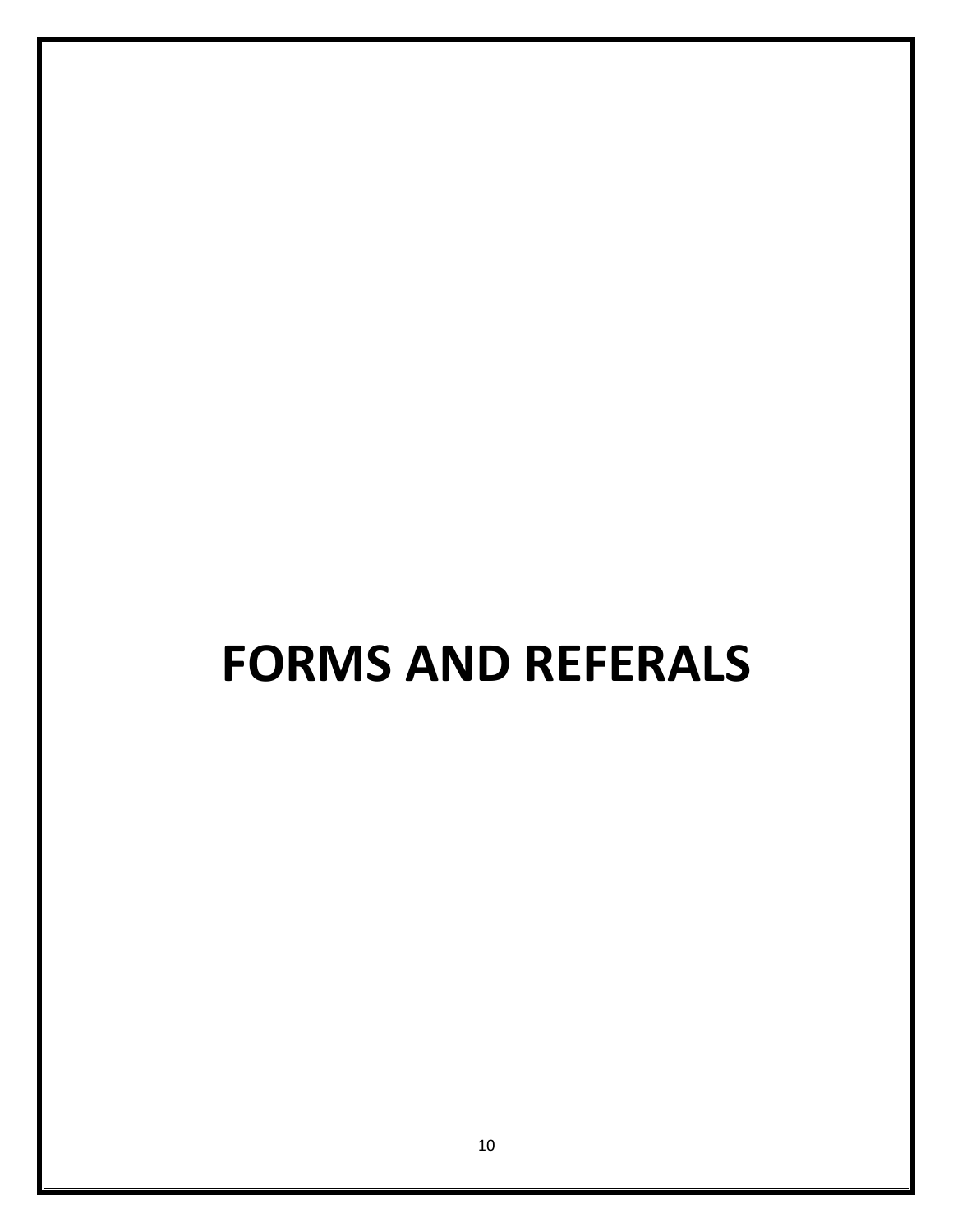# FORMS AND REFERALS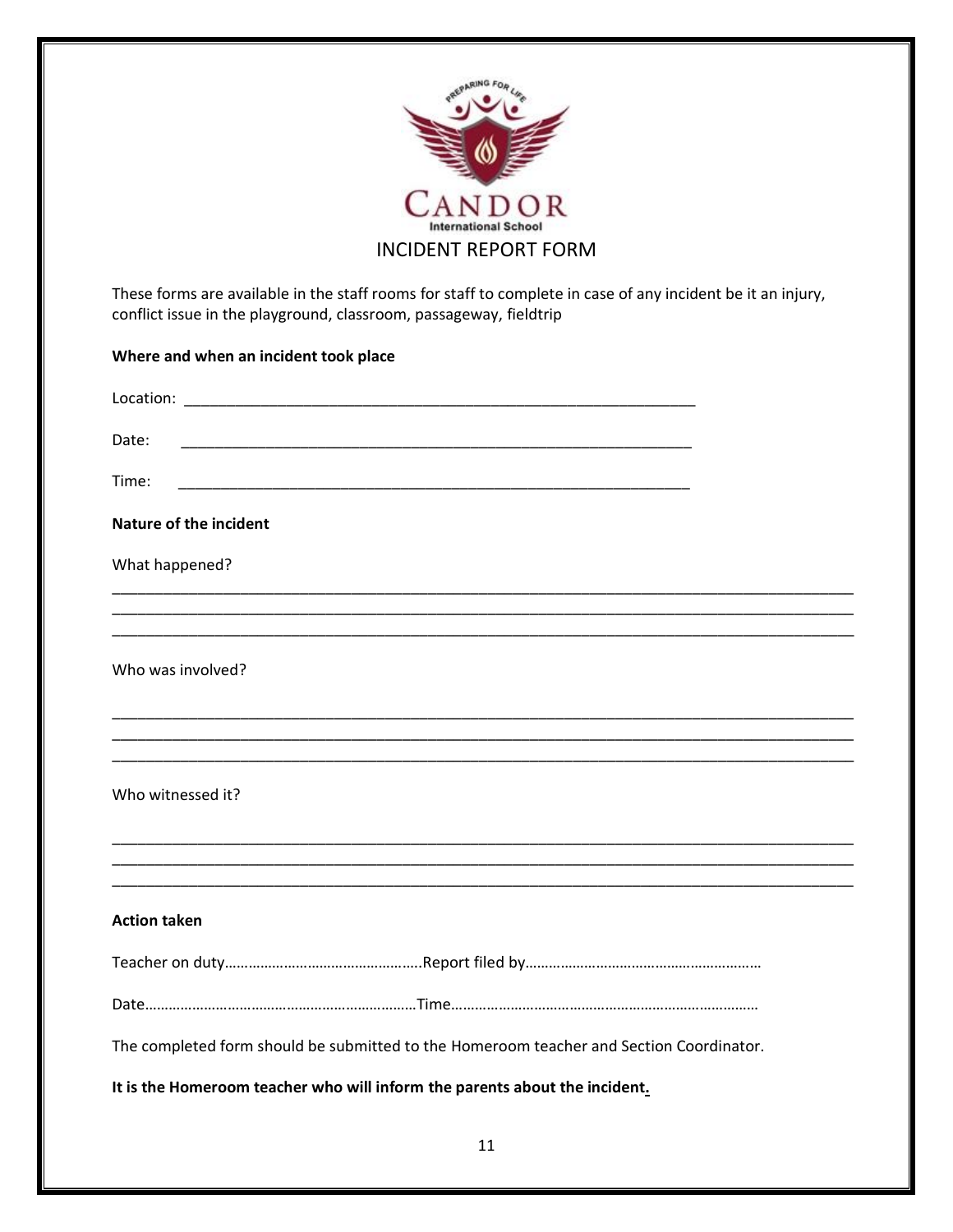CANDOR
International School

# INCIDENT REPORT FORM

These forms are available in the staff rooms for staff to complete in case of any incident be it an injury, conflict issue in the playground, classroom, passageway, fieldtrip

**Where and when an incident took place**

Location: ______________________________________________________________

Date: ______________________________________________________________

Time: ______________________________________________________________

**Nature of the incident**

What happened?

______________________________________________________________________________________
______________________________________________________________________________________
______________________________________________________________________________________

Who was involved?

______________________________________________________________________________________
______________________________________________________________________________________
______________________________________________________________________________________

Who witnessed it?

______________________________________________________________________________________
______________________________________________________________________________________
______________________________________________________________________________________

**Action taken**

Teacher on duty……………………………………………..Report filed by……………………………………………………

Date……………………………………………………………Time……………………………………………………………………

The completed form should be submitted to the Homeroom teacher and Section Coordinator.

**It is the Homeroom teacher who will inform the parents about the incident.**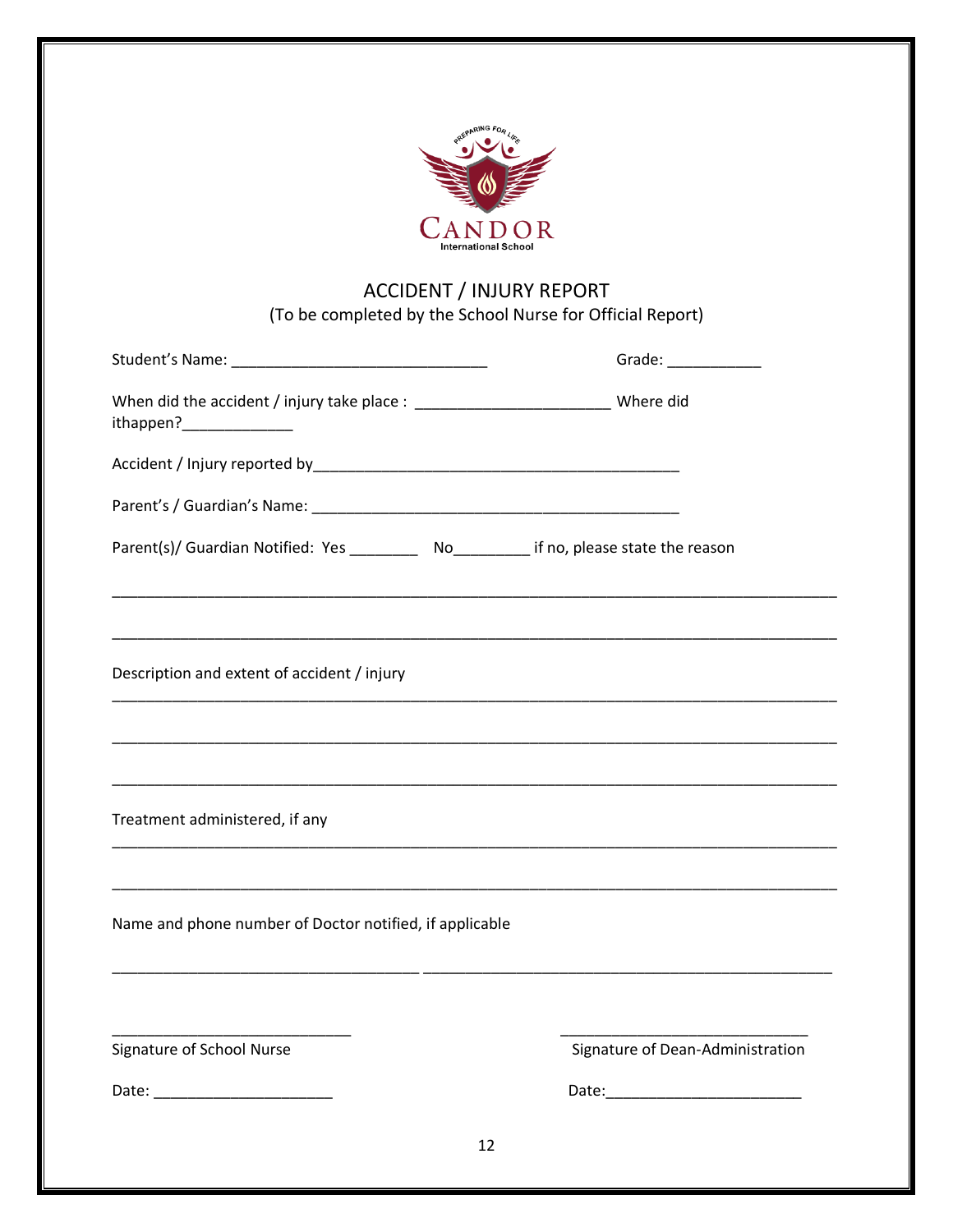CANDOR

International School

# ACCIDENT / INJURY REPORT

(To be completed by the School Nurse for Official Report)

Student's Name: ______________________________ Grade: ___________

When did the accident / injury take place : ______________________ Where did ithappen?_____________

Accident / Injury reported by___________________________________________

Parent's / Guardian's Name: ___________________________________________

Parent(s)/ Guardian Notified: Yes ________ No_________ if no, please state the reason

_____________________________________________________________________________________

_____________________________________________________________________________________

Description and extent of accident / injury

_____________________________________________________________________________________

_____________________________________________________________________________________

_____________________________________________________________________________________

Treatment administered, if any

_____________________________________________________________________________________

_____________________________________________________________________________________

Name and phone number of Doctor notified, if applicable

___________________________________ ______________________________________________

____________________________ ____________________________

Signature of School Nurse Signature of Dean-Administration

Date: _____________________ Date:_______________________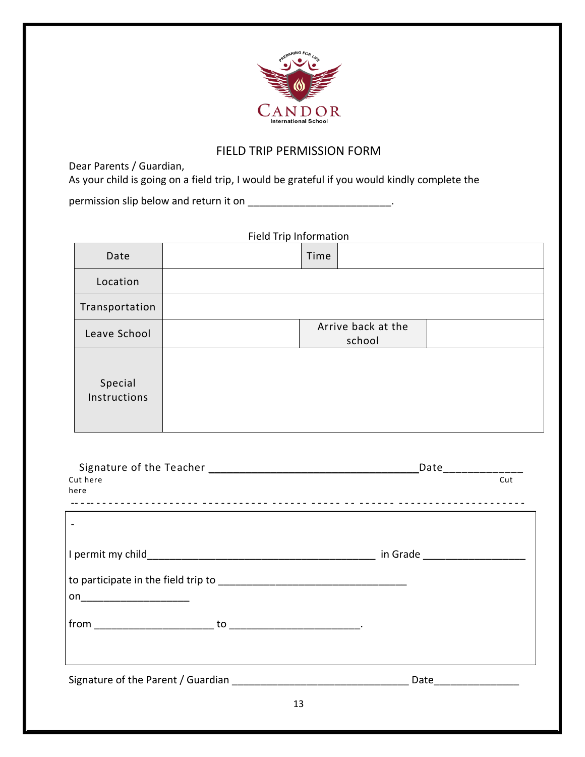PREPARING FOR LIFE

CANDOR
International School

# FIELD TRIP PERMISSION FORM

Dear Parents / Guardian,

As your child is going on a field trip, I would be grateful if you would kindly complete the permission slip below and return it on _________________________.

Field Trip Information

| Date | | Time | |
|---|---|---|---|
| Location | | | |
| Transportation | | | |
| Leave School | | Arrive back at the school | |
| Special Instructions | | | |

Signature of the Teacher ____________________________________Date_____________

Cut here                                                                                                                                                    Cut here

- - - - - - - - - - - - - - - - - - - - - - - - - - - - - - - - - - - - - - - - - - - - - - - - - - - - - - - - - - - - - - - - - - - - -

-

I permit my child________________________________________ in Grade __________________

to participate in the field trip to _________________________________

on___________________

from _____________________ to _______________________.

Signature of the Parent / Guardian _______________________________ Date_______________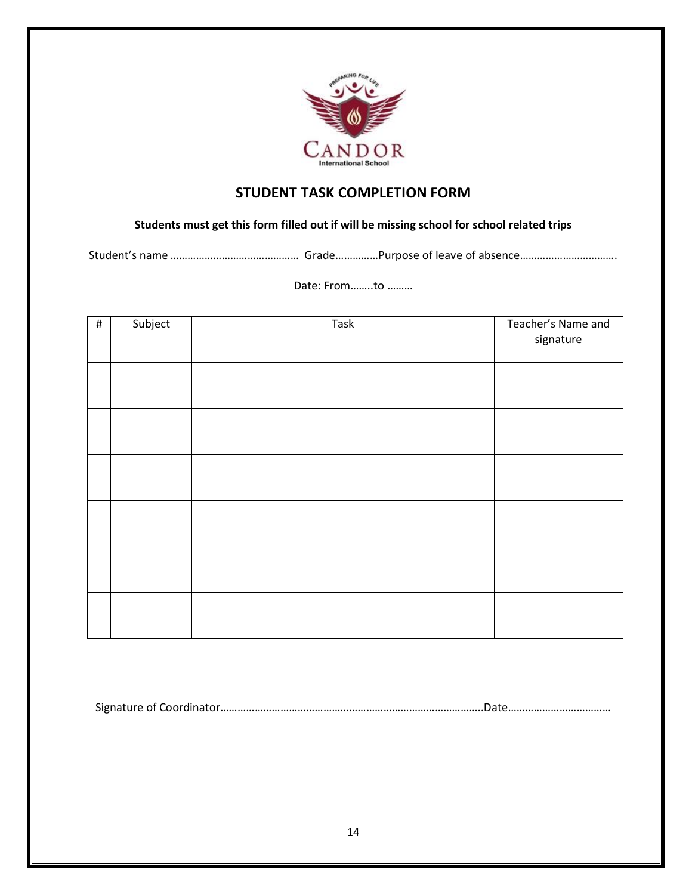## STUDENT TASK COMPLETION FORM

**Students must get this form filled out if will be missing school for school related trips**

Student's name ……………………………………… Grade……………Purpose of leave of absence…………………………….

Date: From……..to ………

| # | Subject | Task | Teacher's Name and signature |
|---|---|---|---|
| | | | |
| | | | |
| | | | |
| | | | |
| | | | |
| | | | |

Signature of Coordinator……………………………………………………………………………….Date………………………………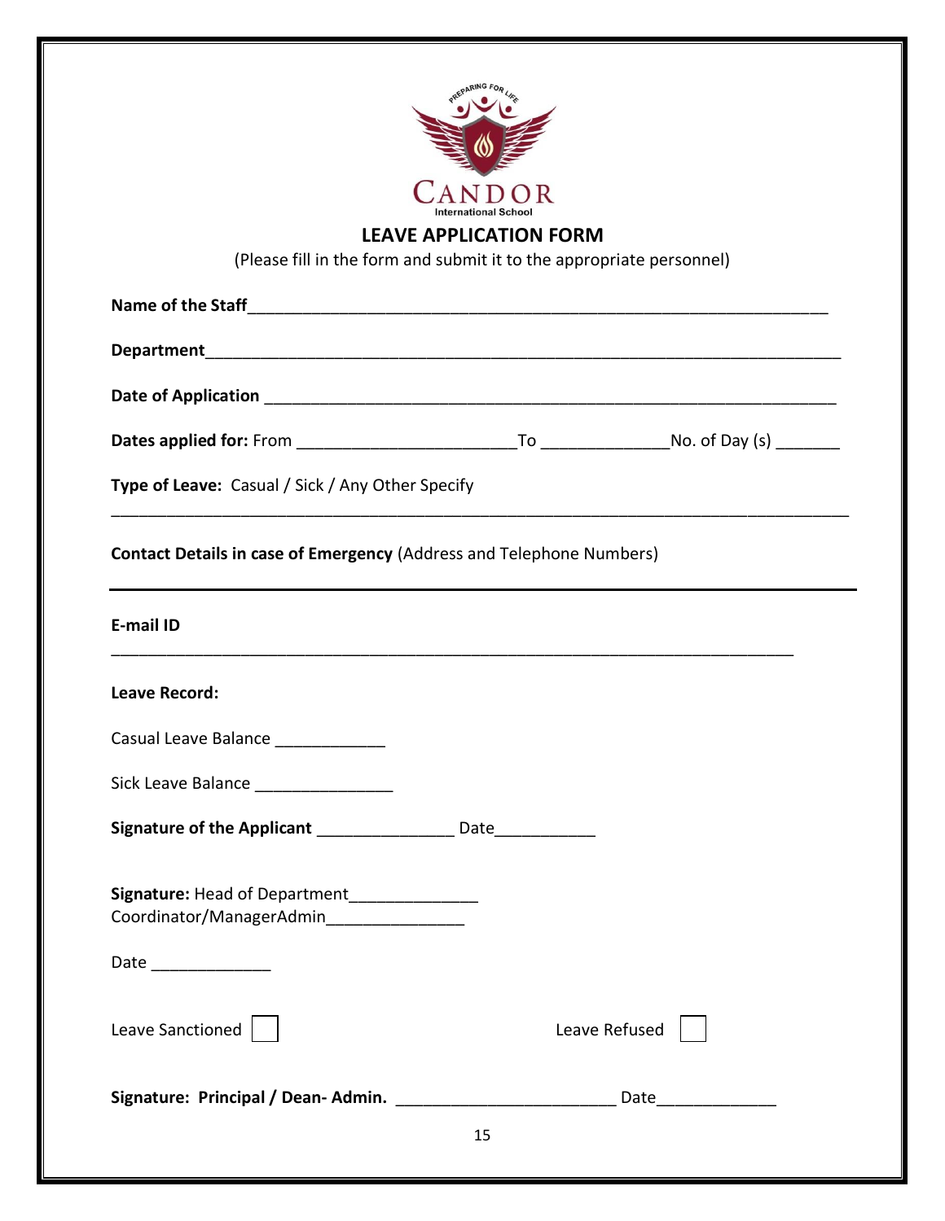CANDOR
International School

PREPARING FOR LIFE

# LEAVE APPLICATION FORM

(Please fill in the form and submit it to the appropriate personnel)

**Name of the Staff**________________________________________________________________

**Department**_____________________________________________________________________

**Date of Application** _______________________________________________________________

**Dates applied for:** From ________________________To ______________No. of Day (s) _______

**Type of Leave:** Casual / Sick / Any Other Specify

_____________________________________________________________________________

**Contact Details in case of Emergency** (Address and Telephone Numbers)

_____________________________________________________________________________

**E-mail ID**

_____________________________________________________________________________

**Leave Record:**

Casual Leave Balance ____________

Sick Leave Balance _______________

**Signature of the Applicant** _______________ Date___________

**Signature:** Head of Department______________
Coordinator/ManagerAdmin_______________

Date _____________

Leave Sanctioned ☐ Leave Refused ☐

**Signature: Principal / Dean- Admin.** ________________________ Date_____________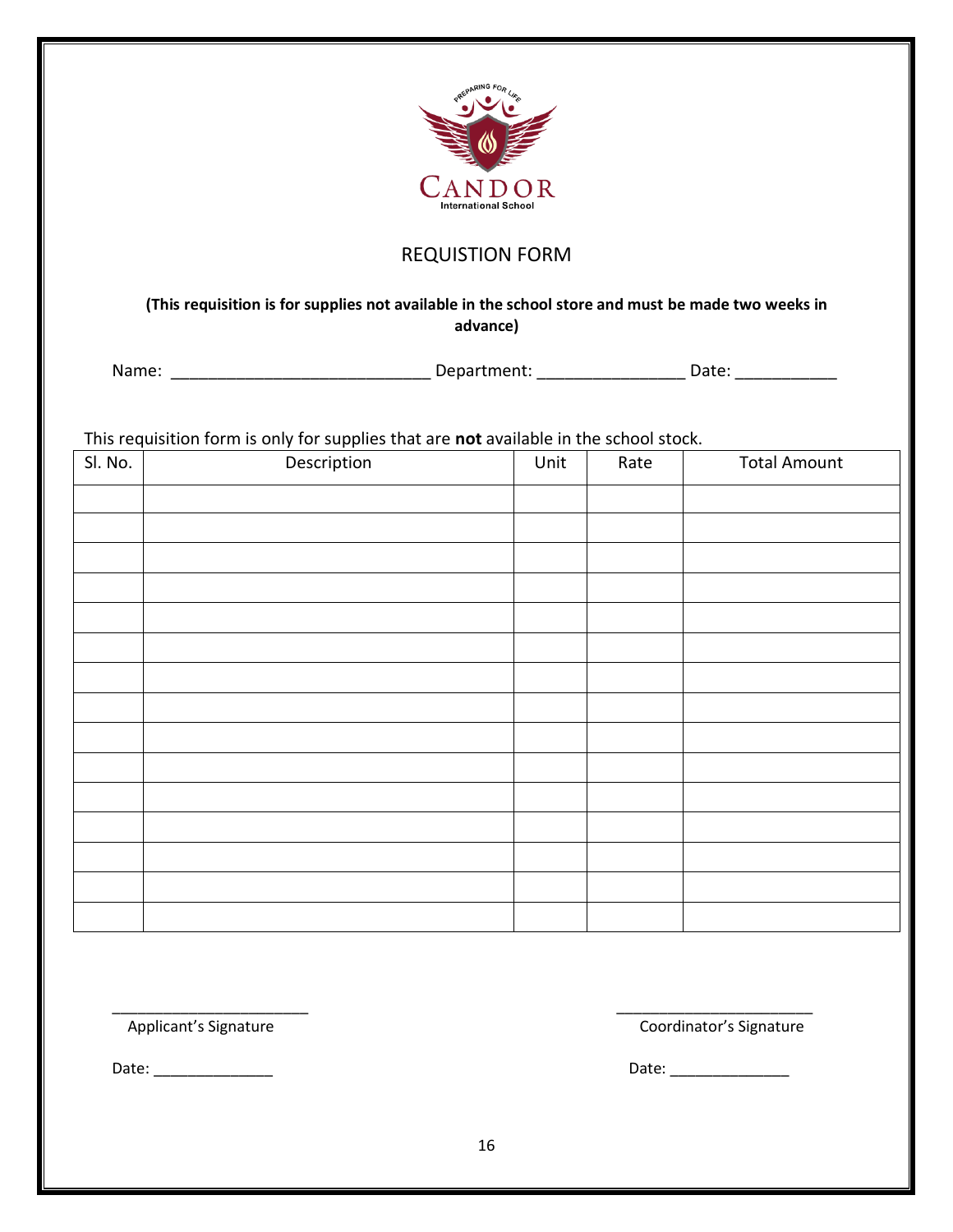CANDOR
International School

# REQUISTION FORM

**(This requisition is for supplies not available in the school store and must be made two weeks in advance)**

Name: ____________________________ Department: ________________ Date: ___________

This requisition form is only for supplies that are **not** available in the school stock.

| Sl. No. | Description | Unit | Rate | Total Amount |
|---|---|---|---|---|
| | | | | |
| | | | | |
| | | | | |
| | | | | |
| | | | | |
| | | | | |
| | | | | |
| | | | | |
| | | | | |
| | | | | |
| | | | | |
| | | | | |
| | | | | |
| | | | | |
| | | | | |

________________________
Applicant's Signature

Date: ______________

________________________
Coordinator's Signature

Date: ______________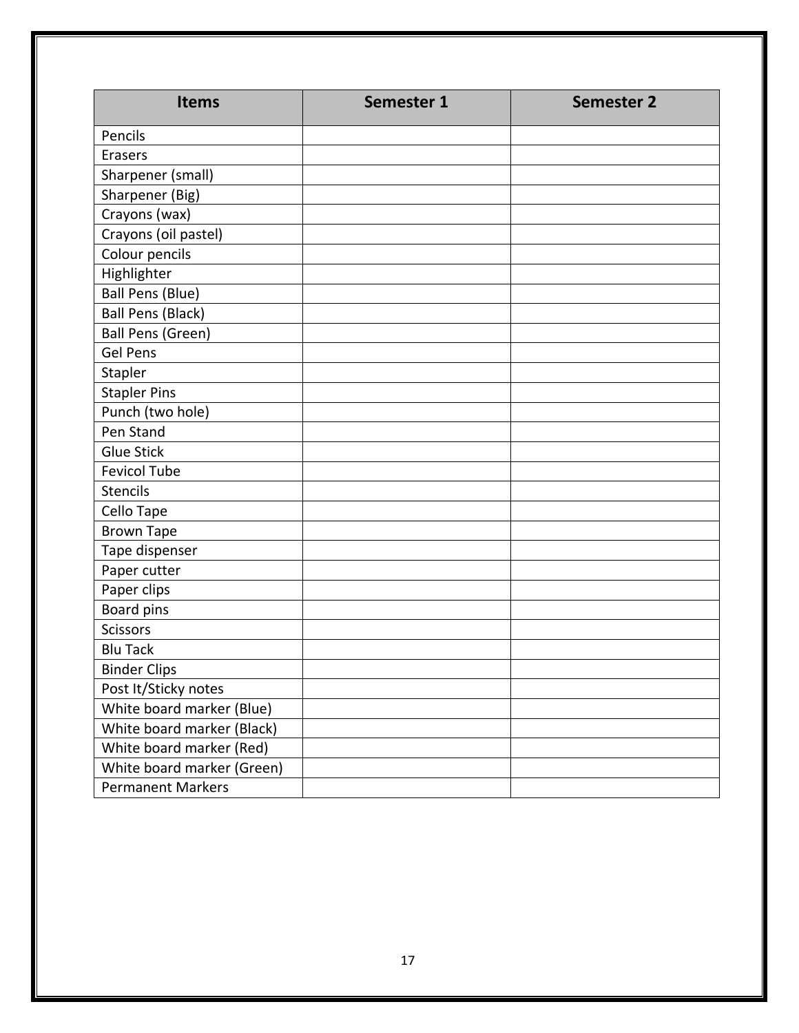| Items | Semester 1 | Semester 2 |
|---|---|---|
| Pencils | | |
| Erasers | | |
| Sharpener (small) | | |
| Sharpener (Big) | | |
| Crayons (wax) | | |
| Crayons (oil pastel) | | |
| Colour pencils | | |
| Highlighter | | |
| Ball Pens (Blue) | | |
| Ball Pens (Black) | | |
| Ball Pens (Green) | | |
| Gel Pens | | |
| Stapler | | |
| Stapler Pins | | |
| Punch (two hole) | | |
| Pen Stand | | |
| Glue Stick | | |
| Fevicol Tube | | |
| Stencils | | |
| Cello Tape | | |
| Brown Tape | | |
| Tape dispenser | | |
| Paper cutter | | |
| Paper clips | | |
| Board pins | | |
| Scissors | | |
| Blu Tack | | |
| Binder Clips | | |
| Post It/Sticky notes | | |
| White board marker (Blue) | | |
| White board marker (Black) | | |
| White board marker (Red) | | |
| White board marker (Green) | | |
| Permanent Markers | | |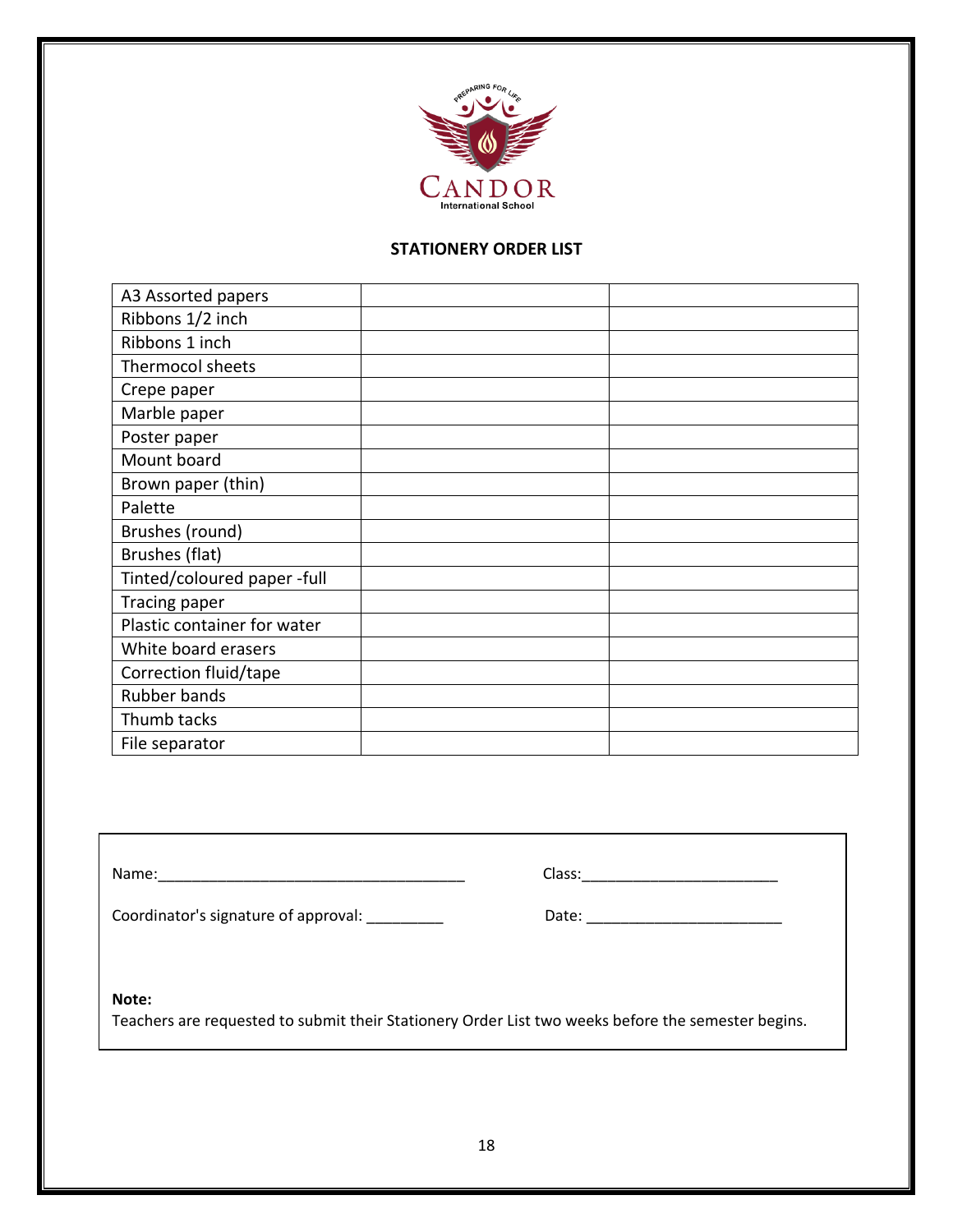CANDOR

International School

PREPARING FOR LIFE

**STATIONERY ORDER LIST**

| | | |
|---|---|---|
| A3 Assorted papers | | |
| Ribbons 1/2 inch | | |
| Ribbons 1 inch | | |
| Thermocol sheets | | |
| Crepe paper | | |
| Marble paper | | |
| Poster paper | | |
| Mount board | | |
| Brown paper (thin) | | |
| Palette | | |
| Brushes (round) | | |
| Brushes (flat) | | |
| Tinted/coloured paper -full | | |
| Tracing paper | | |
| Plastic container for water | | |
| White board erasers | | |
| Correction fluid/tape | | |
| Rubber bands | | |
| Thumb tacks | | |
| File separator | | |

Name:_____________________________________ Class:________________________

Coordinator's signature of approval: _________ Date: ________________________

**Note:**

Teachers are requested to submit their Stationery Order List two weeks before the semester begins.